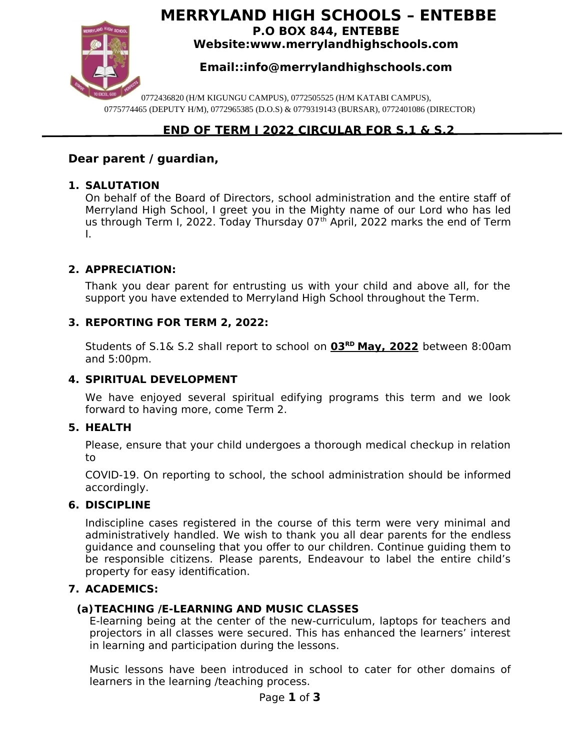# MERRYLAND HIGH SCHOOLS – ENTEBBE

**P.O BOX 844, ENTEBBE**

**Website:www.merrylandhighschools.com**

**Email::info@merrylandhighschools.com**

0772436820 (H/M KIGUNGU CAMPUS), 0772505525 (H/M KATABI CAMPUS), 0775774465 (DEPUTY H/M), 0772965385 (D.O.S) & 0779319143 (BURSAR), 0772401086 (DIRECTOR)

## END OF TERM I 2022 CIRCULAR FOR S.1 & S.2

**Dear parent / guardian,**

1. **SALUTATION**

   On behalf of the Board of Directors, school administration and the entire staff of Merryland High School, I greet you in the Mighty name of our Lord who has led us through Term I, 2022. Today Thursday 07th April, 2022 marks the end of Term I.

2. **APPRECIATION:**

   Thank you dear parent for entrusting us with your child and above all, for the support you have extended to Merryland High School throughout the Term.

3. **REPORTING FOR TERM 2, 2022:**

   Students of S.1& S.2 shall report to school on **03RD May, 2022** between 8:00am and 5:00pm.

4. **SPIRITUAL DEVELOPMENT**

   We have enjoyed several spiritual edifying programs this term and we look forward to having more, come Term 2.

5. **HEALTH**

   Please, ensure that your child undergoes a thorough medical checkup in relation to

   COVID-19. On reporting to school, the school administration should be informed accordingly.

6. **DISCIPLINE**

   Indiscipline cases registered in the course of this term were very minimal and administratively handled. We wish to thank you all dear parents for the endless guidance and counseling that you offer to our children. Continue guiding them to be responsible citizens. Please parents, Endeavour to label the entire child's property for easy identification.

7. **ACADEMICS:**

   **(a) TEACHING /E-LEARNING AND MUSIC CLASSES**

   E-learning being at the center of the new-curriculum, laptops for teachers and projectors in all classes were secured. This has enhanced the learners' interest in learning and participation during the lessons.

   Music lessons have been introduced in school to cater for other domains of learners in the learning /teaching process.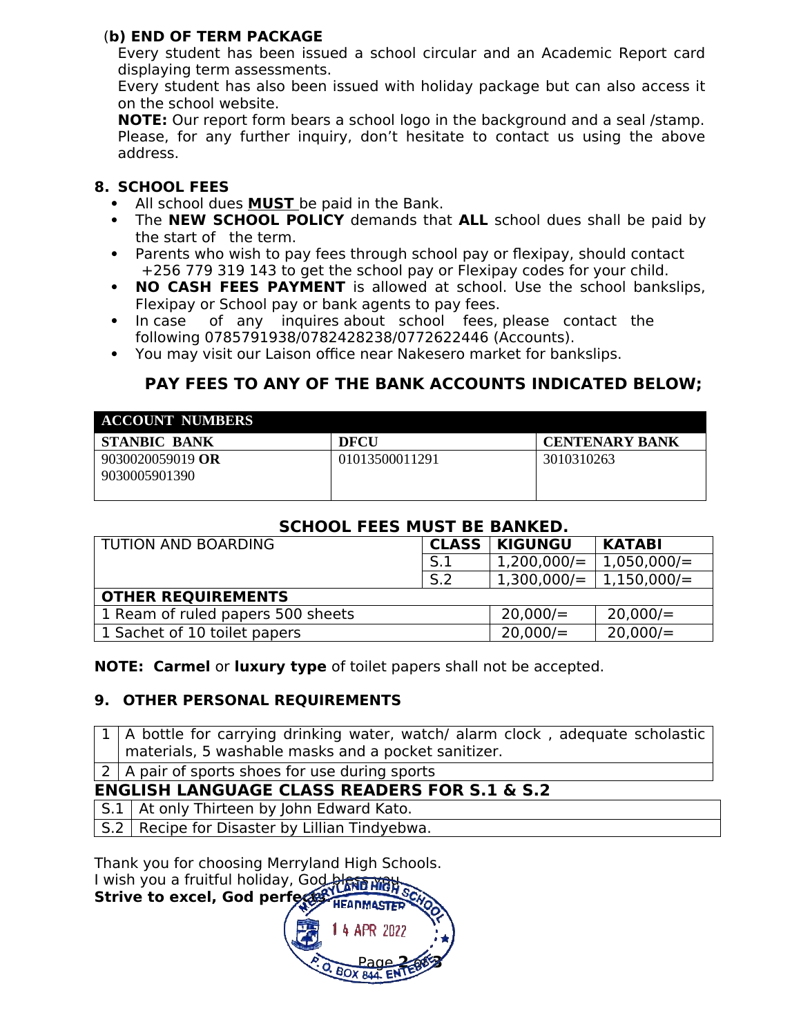### (b) END OF TERM PACKAGE

Every student has been issued a school circular and an Academic Report card displaying term assessments.

Every student has also been issued with holiday package but can also access it on the school website.

**NOTE:** Our report form bears a school logo in the background and a seal /stamp. Please, for any further inquiry, don't hesitate to contact us using the above address.

## 8. SCHOOL FEES

- All school dues **MUST** be paid in the Bank.
- The **NEW SCHOOL POLICY** demands that **ALL** school dues shall be paid by the start of the term.
- Parents who wish to pay fees through school pay or flexipay, should contact +256 779 319 143 to get the school pay or Flexipay codes for your child.
- **NO CASH FEES PAYMENT** is allowed at school. Use the school bankslips, Flexipay or School pay or bank agents to pay fees.
- In case of any inquires about school fees, please contact the following 0785791938/0782428238/0772622446 (Accounts).
- You may visit our Laison office near Nakesero market for bankslips.

### PAY FEES TO ANY OF THE BANK ACCOUNTS INDICATED BELOW;

| ACCOUNT NUMBERS | | |
|---|---|---|
| **STANBIC BANK** | **DFCU** | **CENTENARY BANK** |
| 9030020059019 **OR** 9030005901390 | 01013500011291 | 3010310263 |

### SCHOOL FEES MUST BE BANKED.

| TUTION AND BOARDING | CLASS | KIGUNGU | KATABI |
|---|---|---|---|
| | S.1 | 1,200,000/= | 1,050,000/= |
| | S.2 | 1,300,000/= | 1,150,000/= |
| **OTHER REQUIREMENTS** | | | |
| 1 Ream of ruled papers 500 sheets | | 20,000/= | 20,000/= |
| 1 Sachet of 10 toilet papers | | 20,000/= | 20,000/= |

**NOTE: Carmel** or **luxury type** of toilet papers shall not be accepted.

## 9. OTHER PERSONAL REQUIREMENTS

| | |
|---|---|
| 1 | A bottle for carrying drinking water, watch/ alarm clock , adequate scholastic materials, 5 washable masks and a pocket sanitizer. |
| 2 | A pair of sports shoes for use during sports |

### ENGLISH LANGUAGE CLASS READERS FOR S.1 & S.2

| | |
|---|---|
| S.1 | At only Thirteen by John Edward Kato. |
| S.2 | Recipe for Disaster by Lillian Tindyebwa. |

Thank you for choosing Merryland High Schools.
I wish you a fruitful holiday, God bless you.
**Strive to excel, God perfects.**

MERRYLAND HIGH SCHOOL
HEADMASTER
14 APR 2022
P.O. BOX 844, ENTEBBE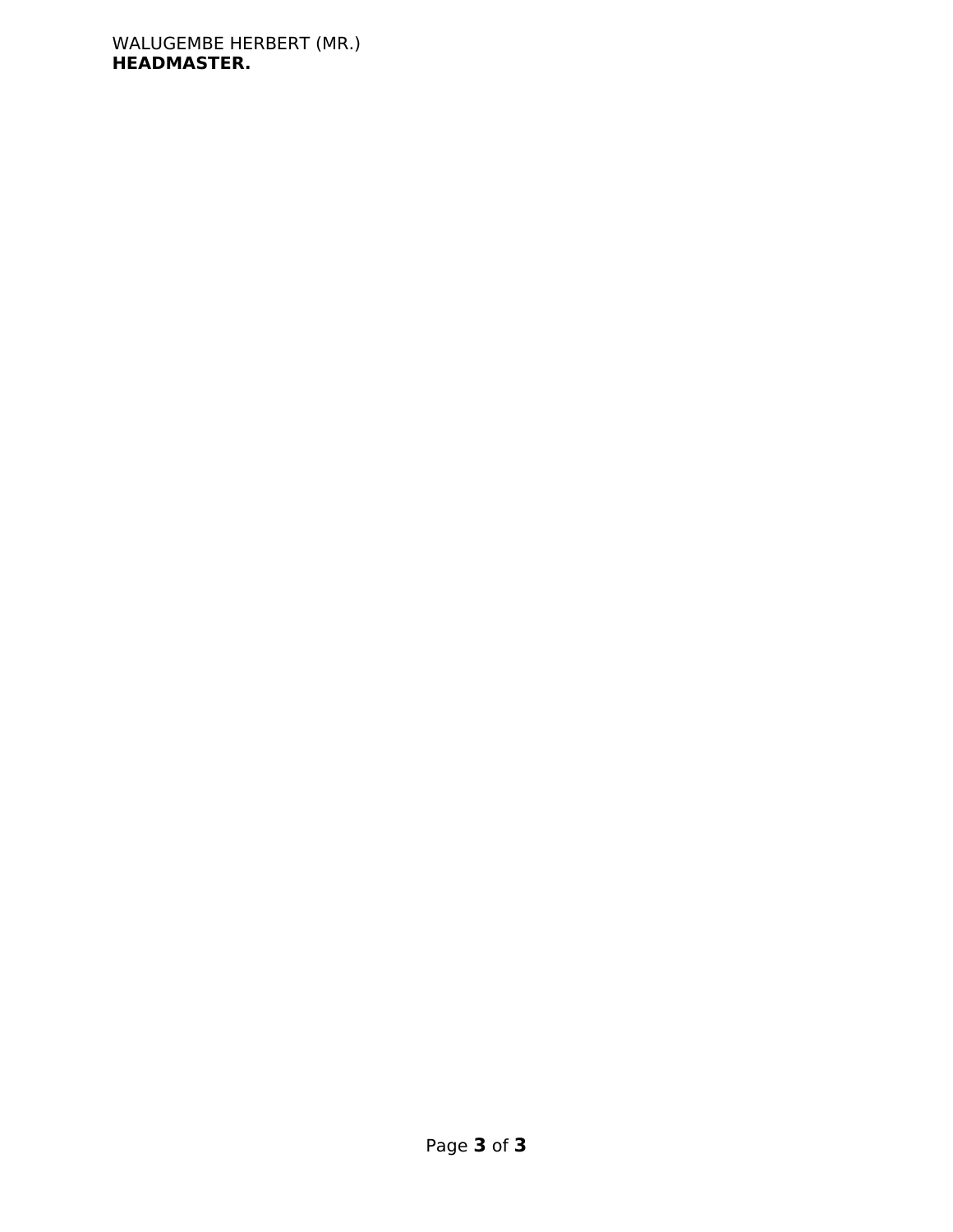WALUGEMBE HERBERT (MR.)
**HEADMASTER.**